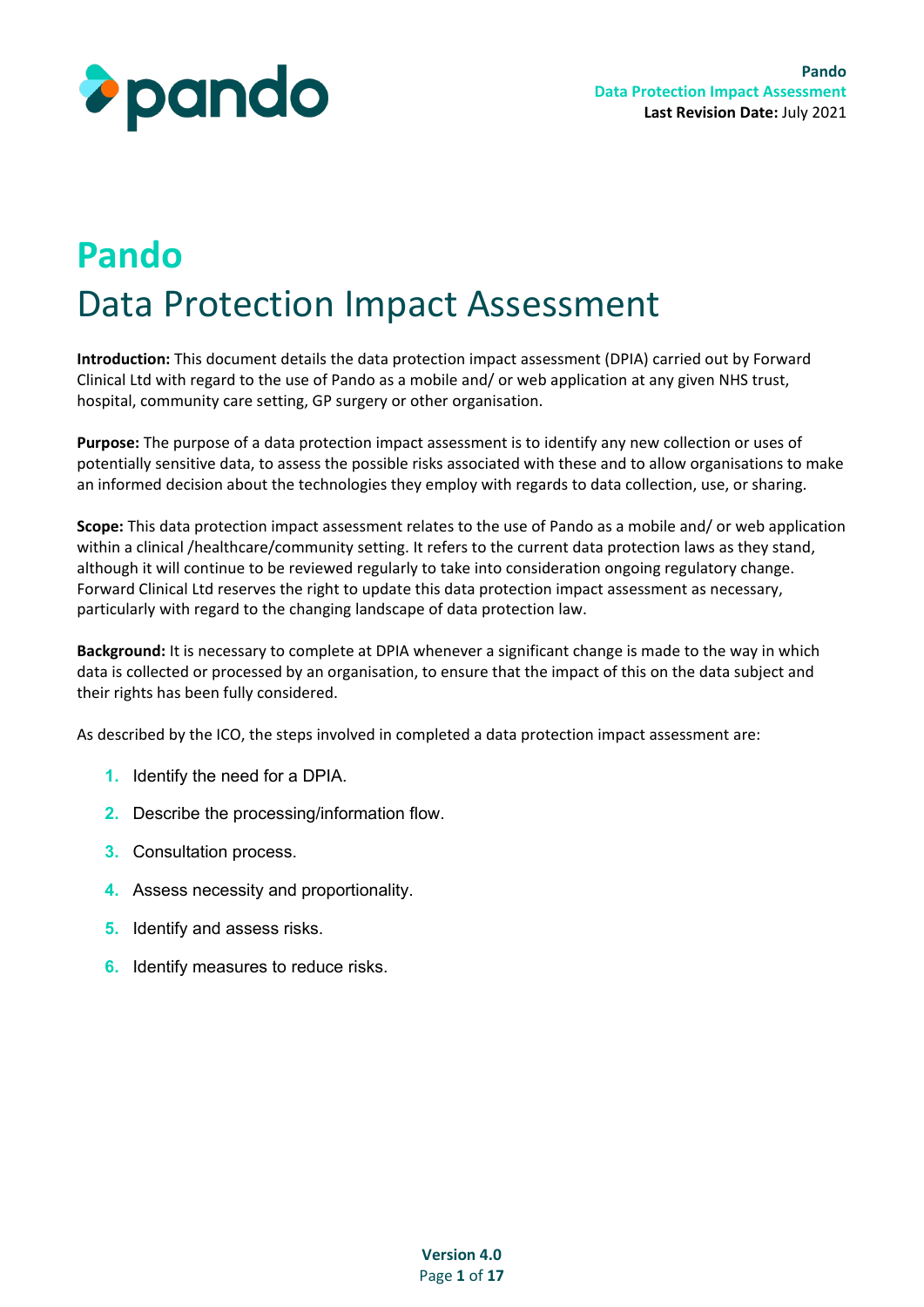# Pando

## Data Protection Impact Assessment

**Introduction:** This document details the data protection impact assessment (DPIA) carried out by Forward Clinical Ltd with regard to the use of Pando as a mobile and/ or web application at any given NHS trust, hospital, community care setting, GP surgery or other organisation.

**Purpose:** The purpose of a data protection impact assessment is to identify any new collection or uses of potentially sensitive data, to assess the possible risks associated with these and to allow organisations to make an informed decision about the technologies they employ with regards to data collection, use, or sharing.

**Scope:** This data protection impact assessment relates to the use of Pando as a mobile and/ or web application within a clinical /healthcare/community setting. It refers to the current data protection laws as they stand, although it will continue to be reviewed regularly to take into consideration ongoing regulatory change. Forward Clinical Ltd reserves the right to update this data protection impact assessment as necessary, particularly with regard to the changing landscape of data protection law.

**Background:** It is necessary to complete at DPIA whenever a significant change is made to the way in which data is collected or processed by an organisation, to ensure that the impact of this on the data subject and their rights has been fully considered.

As described by the ICO, the steps involved in completed a data protection impact assessment are:

1. Identify the need for a DPIA.
2. Describe the processing/information flow.
3. Consultation process.
4. Assess necessity and proportionality.
5. Identify and assess risks.
6. Identify measures to reduce risks.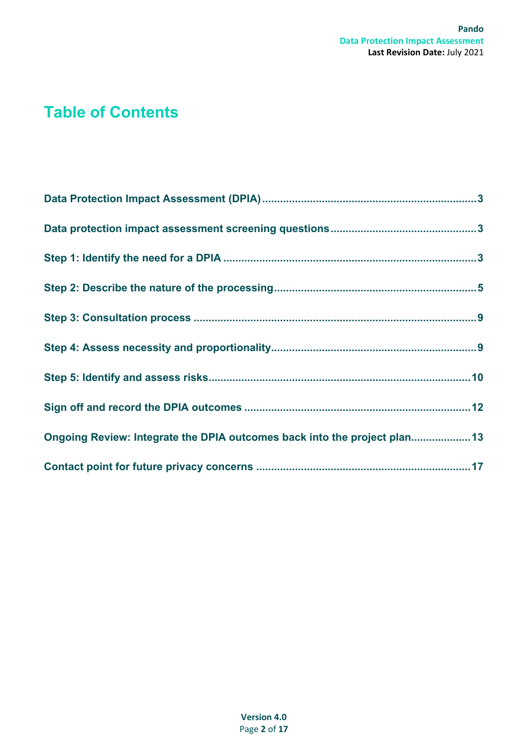# Table of Contents

Data Protection Impact Assessment (DPIA) .......................................................................3

Data protection impact assessment screening questions ................................................3

Step 1: Identify the need for a DPIA ...................................................................................3

Step 2: Describe the nature of the processing...................................................................5

Step 3: Consultation process ...............................................................................................9

Step 4: Assess necessity and proportionality....................................................................9

Step 5: Identify and assess risks.......................................................................................10

Sign off and record the DPIA outcomes ...........................................................................12

Ongoing Review: Integrate the DPIA outcomes back into the project plan....................13

Contact point for future privacy concerns .......................................................................17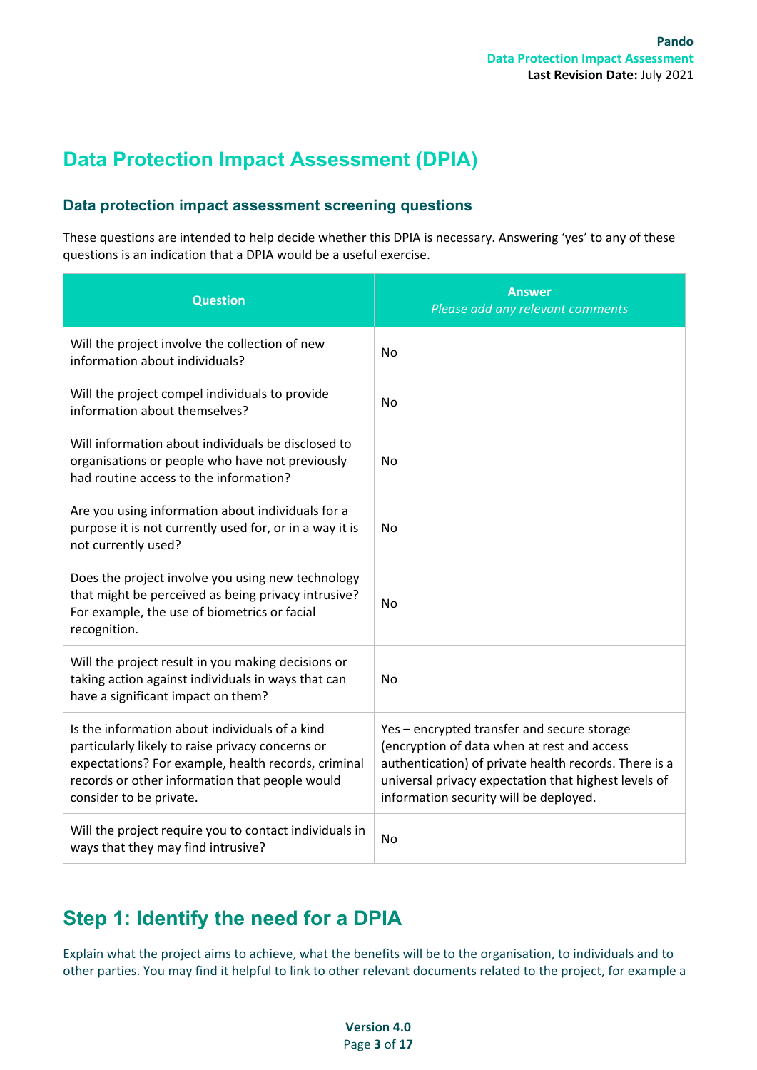# Data Protection Impact Assessment (DPIA)

## Data protection impact assessment screening questions

These questions are intended to help decide whether this DPIA is necessary. Answering 'yes' to any of these questions is an indication that a DPIA would be a useful exercise.

| Question | Answer *Please add any relevant comments* |
|---|---|
| Will the project involve the collection of new information about individuals? | No |
| Will the project compel individuals to provide information about themselves? | No |
| Will information about individuals be disclosed to organisations or people who have not previously had routine access to the information? | No |
| Are you using information about individuals for a purpose it is not currently used for, or in a way it is not currently used? | No |
| Does the project involve you using new technology that might be perceived as being privacy intrusive? For example, the use of biometrics or facial recognition. | No |
| Will the project result in you making decisions or taking action against individuals in ways that can have a significant impact on them? | No |
| Is the information about individuals of a kind particularly likely to raise privacy concerns or expectations? For example, health records, criminal records or other information that people would consider to be private. | Yes – encrypted transfer and secure storage (encryption of data when at rest and access authentication) of private health records. There is a universal privacy expectation that highest levels of information security will be deployed. |
| Will the project require you to contact individuals in ways that they may find intrusive? | No |

# Step 1: Identify the need for a DPIA

Explain what the project aims to achieve, what the benefits will be to the organisation, to individuals and to other parties. You may find it helpful to link to other relevant documents related to the project, for example a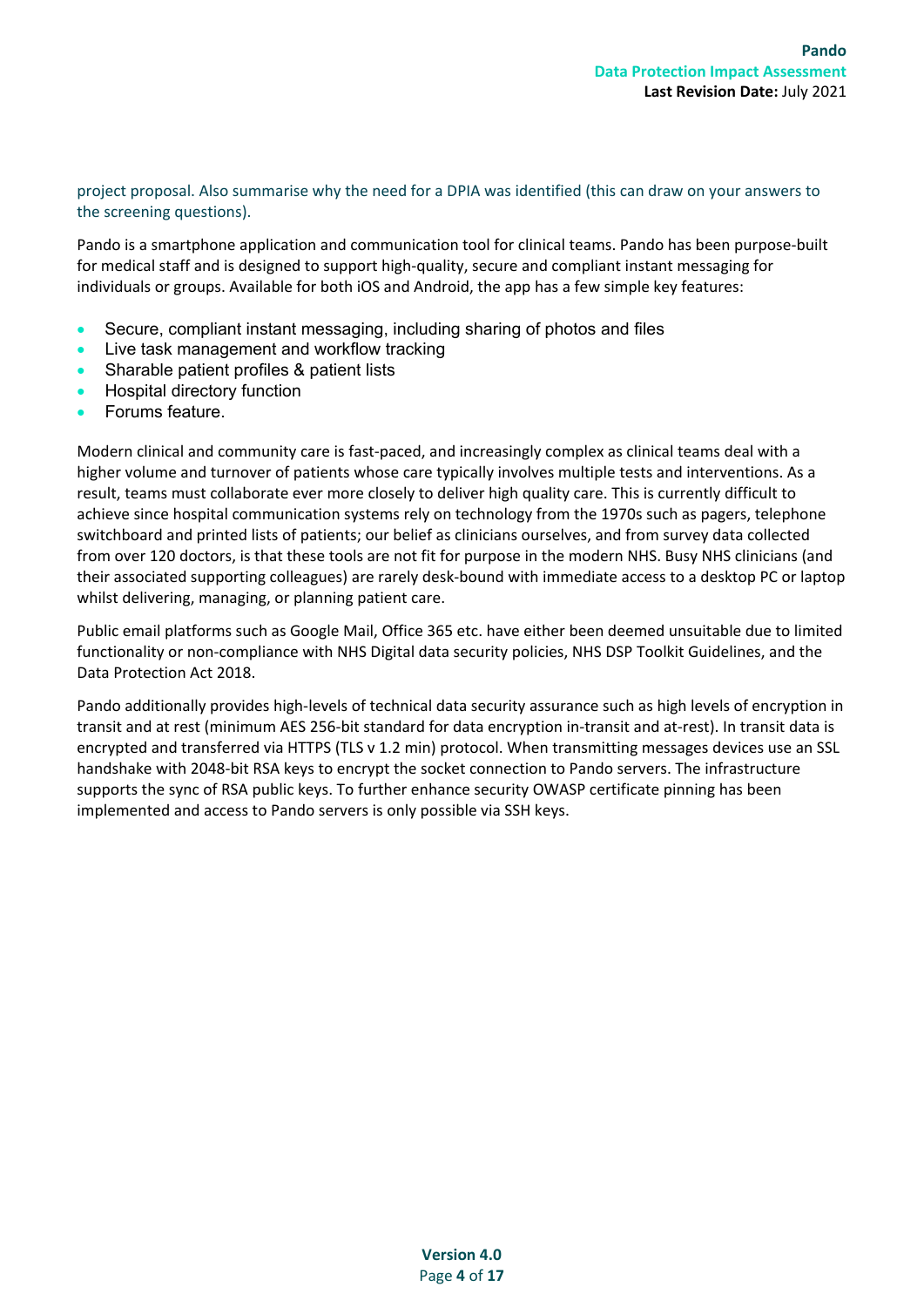project proposal. Also summarise why the need for a DPIA was identified (this can draw on your answers to the screening questions).

Pando is a smartphone application and communication tool for clinical teams. Pando has been purpose-built for medical staff and is designed to support high-quality, secure and compliant instant messaging for individuals or groups. Available for both iOS and Android, the app has a few simple key features:

- Secure, compliant instant messaging, including sharing of photos and files
- Live task management and workflow tracking
- Sharable patient profiles & patient lists
- Hospital directory function
- Forums feature.

Modern clinical and community care is fast-paced, and increasingly complex as clinical teams deal with a higher volume and turnover of patients whose care typically involves multiple tests and interventions. As a result, teams must collaborate ever more closely to deliver high quality care. This is currently difficult to achieve since hospital communication systems rely on technology from the 1970s such as pagers, telephone switchboard and printed lists of patients; our belief as clinicians ourselves, and from survey data collected from over 120 doctors, is that these tools are not fit for purpose in the modern NHS. Busy NHS clinicians (and their associated supporting colleagues) are rarely desk-bound with immediate access to a desktop PC or laptop whilst delivering, managing, or planning patient care.

Public email platforms such as Google Mail, Office 365 etc. have either been deemed unsuitable due to limited functionality or non-compliance with NHS Digital data security policies, NHS DSP Toolkit Guidelines, and the Data Protection Act 2018.

Pando additionally provides high-levels of technical data security assurance such as high levels of encryption in transit and at rest (minimum AES 256-bit standard for data encryption in-transit and at-rest). In transit data is encrypted and transferred via HTTPS (TLS v 1.2 min) protocol. When transmitting messages devices use an SSL handshake with 2048-bit RSA keys to encrypt the socket connection to Pando servers. The infrastructure supports the sync of RSA public keys. To further enhance security OWASP certificate pinning has been implemented and access to Pando servers is only possible via SSH keys.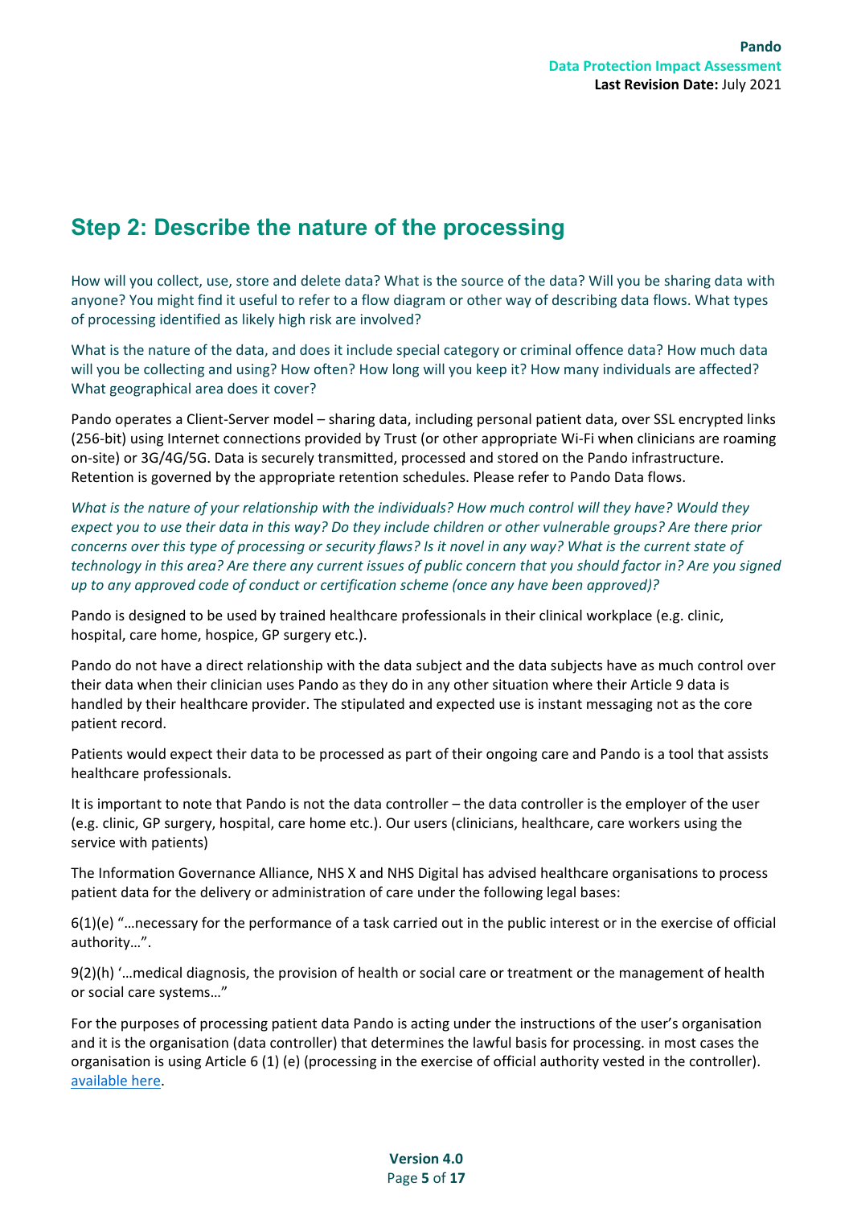## Step 2: Describe the nature of the processing

How will you collect, use, store and delete data? What is the source of the data? Will you be sharing data with anyone? You might find it useful to refer to a flow diagram or other way of describing data flows. What types of processing identified as likely high risk are involved?

What is the nature of the data, and does it include special category or criminal offence data? How much data will you be collecting and using? How often? How long will you keep it? How many individuals are affected? What geographical area does it cover?

Pando operates a Client-Server model – sharing data, including personal patient data, over SSL encrypted links (256-bit) using Internet connections provided by Trust (or other appropriate Wi-Fi when clinicians are roaming on-site) or 3G/4G/5G. Data is securely transmitted, processed and stored on the Pando infrastructure. Retention is governed by the appropriate retention schedules. Please refer to Pando Data flows.

*What is the nature of your relationship with the individuals? How much control will they have? Would they expect you to use their data in this way? Do they include children or other vulnerable groups? Are there prior concerns over this type of processing or security flaws? Is it novel in any way? What is the current state of technology in this area? Are there any current issues of public concern that you should factor in? Are you signed up to any approved code of conduct or certification scheme (once any have been approved)?*

Pando is designed to be used by trained healthcare professionals in their clinical workplace (e.g. clinic, hospital, care home, hospice, GP surgery etc.).

Pando do not have a direct relationship with the data subject and the data subjects have as much control over their data when their clinician uses Pando as they do in any other situation where their Article 9 data is handled by their healthcare provider. The stipulated and expected use is instant messaging not as the core patient record.

Patients would expect their data to be processed as part of their ongoing care and Pando is a tool that assists healthcare professionals.

It is important to note that Pando is not the data controller – the data controller is the employer of the user (e.g. clinic, GP surgery, hospital, care home etc.). Our users (clinicians, healthcare, care workers using the service with patients)

The Information Governance Alliance, NHS X and NHS Digital has advised healthcare organisations to process patient data for the delivery or administration of care under the following legal bases:

6(1)(e) "…necessary for the performance of a task carried out in the public interest or in the exercise of official authority…".

9(2)(h) '…medical diagnosis, the provision of health or social care or treatment or the management of health or social care systems…"

For the purposes of processing patient data Pando is acting under the instructions of the user's organisation and it is the organisation (data controller) that determines the lawful basis for processing. in most cases the organisation is using Article 6 (1) (e) (processing in the exercise of official authority vested in the controller). available here.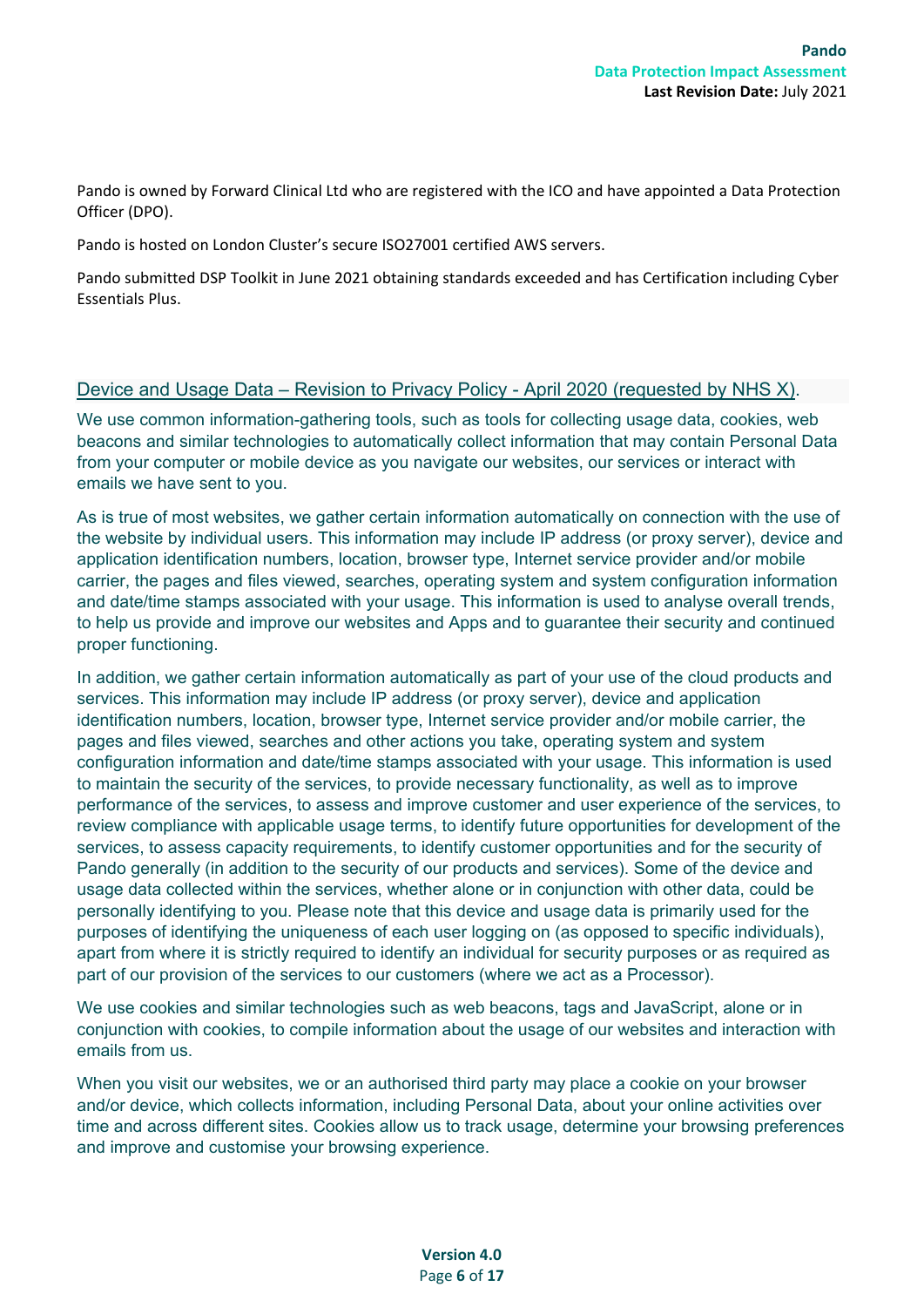Pando is owned by Forward Clinical Ltd who are registered with the ICO and have appointed a Data Protection Officer (DPO).

Pando is hosted on London Cluster's secure ISO27001 certified AWS servers.

Pando submitted DSP Toolkit in June 2021 obtaining standards exceeded and has Certification including Cyber Essentials Plus.

Device and Usage Data – Revision to Privacy Policy - April 2020 (requested by NHS X).

We use common information-gathering tools, such as tools for collecting usage data, cookies, web beacons and similar technologies to automatically collect information that may contain Personal Data from your computer or mobile device as you navigate our websites, our services or interact with emails we have sent to you.

As is true of most websites, we gather certain information automatically on connection with the use of the website by individual users. This information may include IP address (or proxy server), device and application identification numbers, location, browser type, Internet service provider and/or mobile carrier, the pages and files viewed, searches, operating system and system configuration information and date/time stamps associated with your usage. This information is used to analyse overall trends, to help us provide and improve our websites and Apps and to guarantee their security and continued proper functioning.

In addition, we gather certain information automatically as part of your use of the cloud products and services. This information may include IP address (or proxy server), device and application identification numbers, location, browser type, Internet service provider and/or mobile carrier, the pages and files viewed, searches and other actions you take, operating system and system configuration information and date/time stamps associated with your usage. This information is used to maintain the security of the services, to provide necessary functionality, as well as to improve performance of the services, to assess and improve customer and user experience of the services, to review compliance with applicable usage terms, to identify future opportunities for development of the services, to assess capacity requirements, to identify customer opportunities and for the security of Pando generally (in addition to the security of our products and services). Some of the device and usage data collected within the services, whether alone or in conjunction with other data, could be personally identifying to you. Please note that this device and usage data is primarily used for the purposes of identifying the uniqueness of each user logging on (as opposed to specific individuals), apart from where it is strictly required to identify an individual for security purposes or as required as part of our provision of the services to our customers (where we act as a Processor).

We use cookies and similar technologies such as web beacons, tags and JavaScript, alone or in conjunction with cookies, to compile information about the usage of our websites and interaction with emails from us.

When you visit our websites, we or an authorised third party may place a cookie on your browser and/or device, which collects information, including Personal Data, about your online activities over time and across different sites. Cookies allow us to track usage, determine your browsing preferences and improve and customise your browsing experience.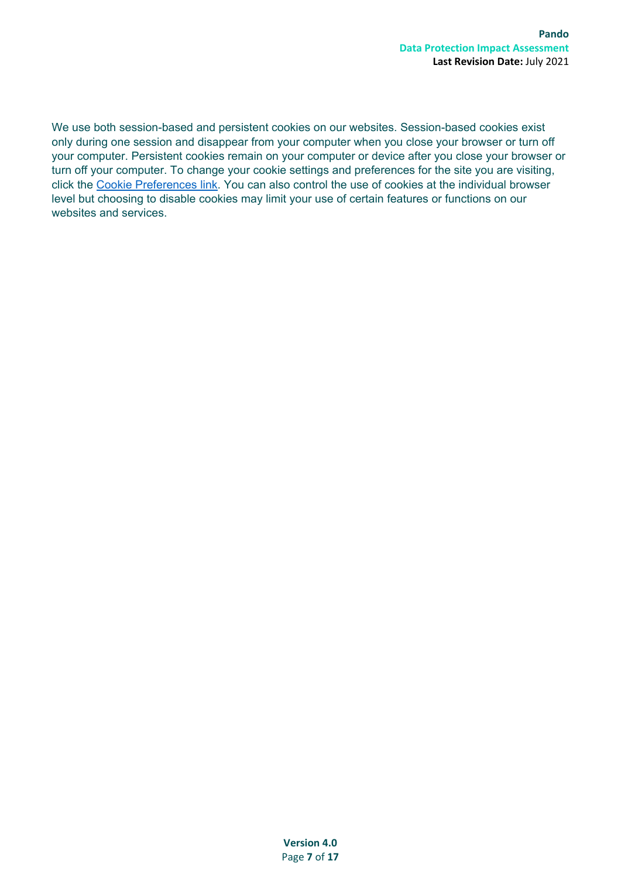We use both session-based and persistent cookies on our websites. Session-based cookies exist only during one session and disappear from your computer when you close your browser or turn off your computer. Persistent cookies remain on your computer or device after you close your browser or turn off your computer. To change your cookie settings and preferences for the site you are visiting, click the Cookie Preferences link. You can also control the use of cookies at the individual browser level but choosing to disable cookies may limit your use of certain features or functions on our websites and services.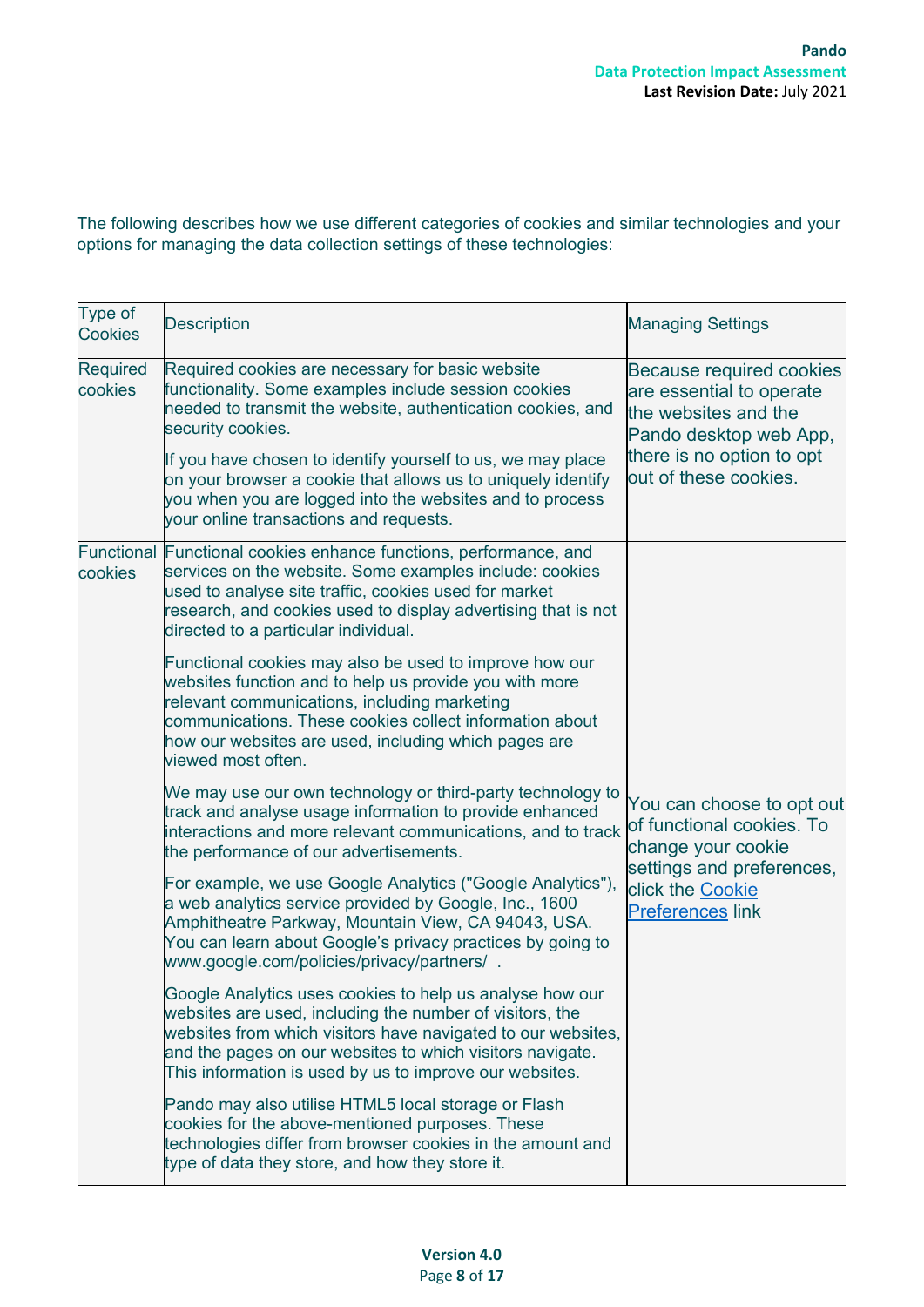The following describes how we use different categories of cookies and similar technologies and your options for managing the data collection settings of these technologies:

| Type of Cookies | Description | Managing Settings |
|---|---|---|
| Required cookies | Required cookies are necessary for basic website functionality. Some examples include session cookies needed to transmit the website, authentication cookies, and security cookies.<br><br>If you have chosen to identify yourself to us, we may place on your browser a cookie that allows us to uniquely identify you when you are logged into the websites and to process your online transactions and requests. | Because required cookies are essential to operate the websites and the Pando desktop web App, there is no option to opt out of these cookies. |
| Functional cookies | Functional cookies enhance functions, performance, and services on the website. Some examples include: cookies used to analyse site traffic, cookies used for market research, and cookies used to display advertising that is not directed to a particular individual.<br><br>Functional cookies may also be used to improve how our websites function and to help us provide you with more relevant communications, including marketing communications. These cookies collect information about how our websites are used, including which pages are viewed most often.<br><br>We may use our own technology or third-party technology to track and analyse usage information to provide enhanced interactions and more relevant communications, and to track the performance of our advertisements.<br><br>For example, we use Google Analytics ("Google Analytics"), a web analytics service provided by Google, Inc., 1600 Amphitheatre Parkway, Mountain View, CA 94043, USA. You can learn about Google's privacy practices by going to www.google.com/policies/privacy/partners/ .<br><br>Google Analytics uses cookies to help us analyse how our websites are used, including the number of visitors, the websites from which visitors have navigated to our websites, and the pages on our websites to which visitors navigate. This information is used by us to improve our websites.<br><br>Pando may also utilise HTML5 local storage or Flash cookies for the above-mentioned purposes. These technologies differ from browser cookies in the amount and type of data they store, and how they store it. | You can choose to opt out of functional cookies. To change your cookie settings and preferences, click the Cookie Preferences link |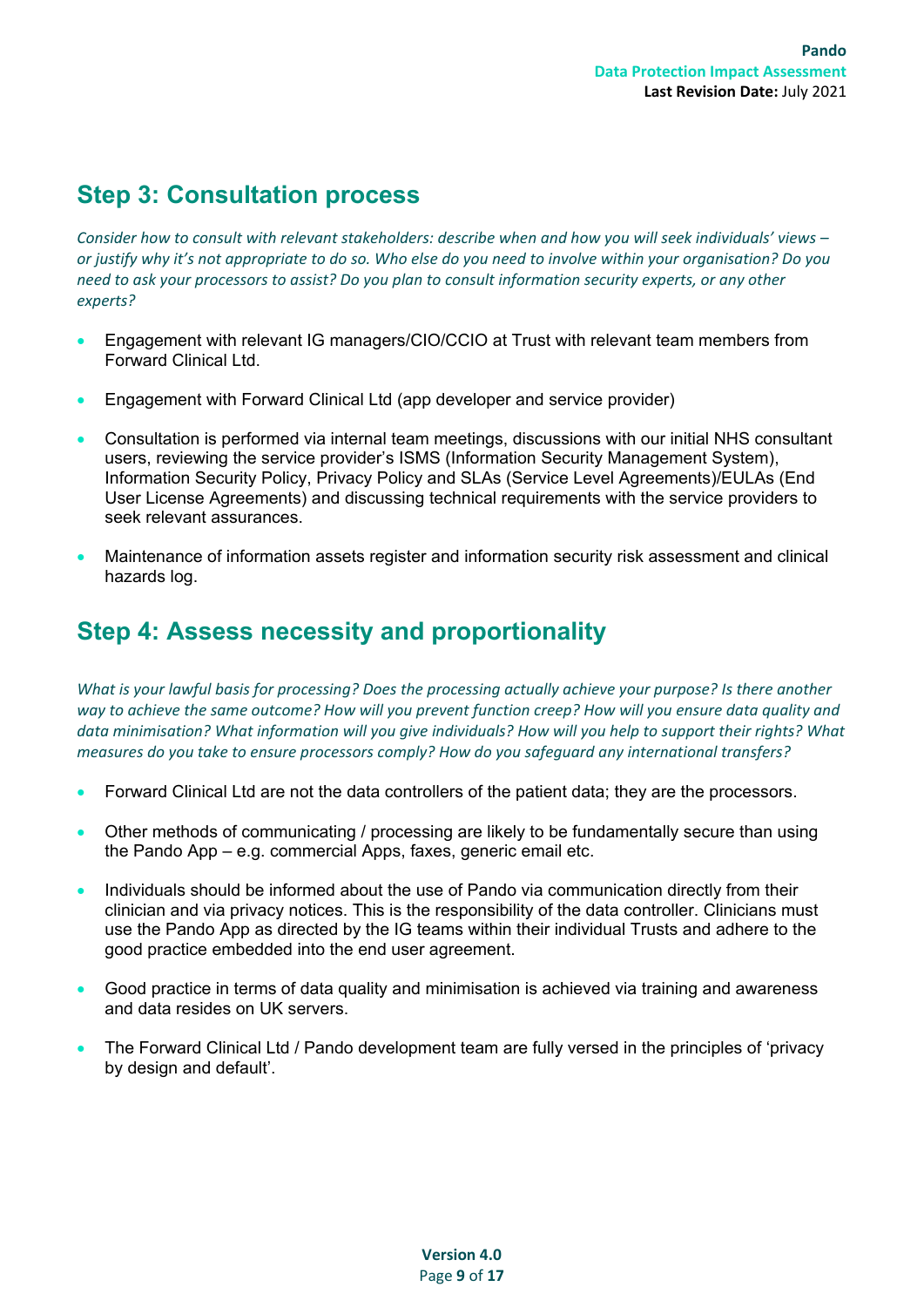## Step 3: Consultation process

*Consider how to consult with relevant stakeholders: describe when and how you will seek individuals' views – or justify why it's not appropriate to do so. Who else do you need to involve within your organisation? Do you need to ask your processors to assist? Do you plan to consult information security experts, or any other experts?*

- Engagement with relevant IG managers/CIO/CCIO at Trust with relevant team members from Forward Clinical Ltd.
- Engagement with Forward Clinical Ltd (app developer and service provider)
- Consultation is performed via internal team meetings, discussions with our initial NHS consultant users, reviewing the service provider's ISMS (Information Security Management System), Information Security Policy, Privacy Policy and SLAs (Service Level Agreements)/EULAs (End User License Agreements) and discussing technical requirements with the service providers to seek relevant assurances.
- Maintenance of information assets register and information security risk assessment and clinical hazards log.

## Step 4: Assess necessity and proportionality

*What is your lawful basis for processing? Does the processing actually achieve your purpose? Is there another way to achieve the same outcome? How will you prevent function creep? How will you ensure data quality and data minimisation? What information will you give individuals? How will you help to support their rights? What measures do you take to ensure processors comply? How do you safeguard any international transfers?*

- Forward Clinical Ltd are not the data controllers of the patient data; they are the processors.
- Other methods of communicating / processing are likely to be fundamentally secure than using the Pando App – e.g. commercial Apps, faxes, generic email etc.
- Individuals should be informed about the use of Pando via communication directly from their clinician and via privacy notices. This is the responsibility of the data controller. Clinicians must use the Pando App as directed by the IG teams within their individual Trusts and adhere to the good practice embedded into the end user agreement.
- Good practice in terms of data quality and minimisation is achieved via training and awareness and data resides on UK servers.
- The Forward Clinical Ltd / Pando development team are fully versed in the principles of 'privacy by design and default'.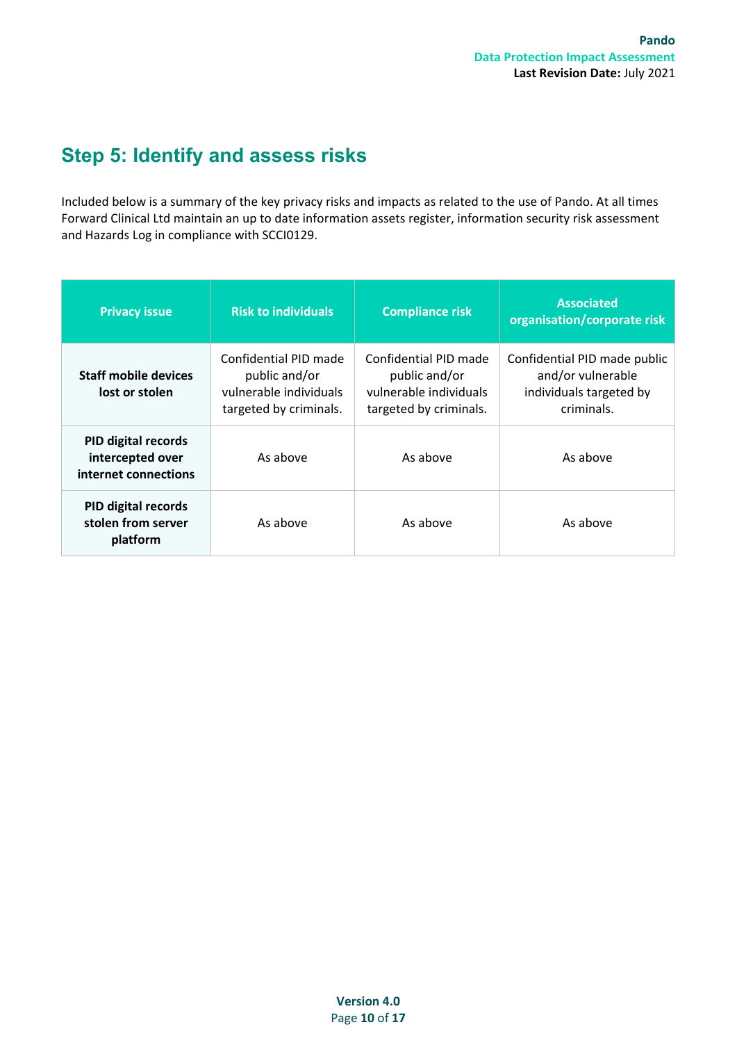## Step 5: Identify and assess risks

Included below is a summary of the key privacy risks and impacts as related to the use of Pando. At all times Forward Clinical Ltd maintain an up to date information assets register, information security risk assessment and Hazards Log in compliance with SCCI0129.

| Privacy issue | Risk to individuals | Compliance risk | Associated organisation/corporate risk |
|---|---|---|---|
| **Staff mobile devices lost or stolen** | Confidential PID made public and/or vulnerable individuals targeted by criminals. | Confidential PID made public and/or vulnerable individuals targeted by criminals. | Confidential PID made public and/or vulnerable individuals targeted by criminals. |
| **PID digital records intercepted over internet connections** | As above | As above | As above |
| **PID digital records stolen from server platform** | As above | As above | As above |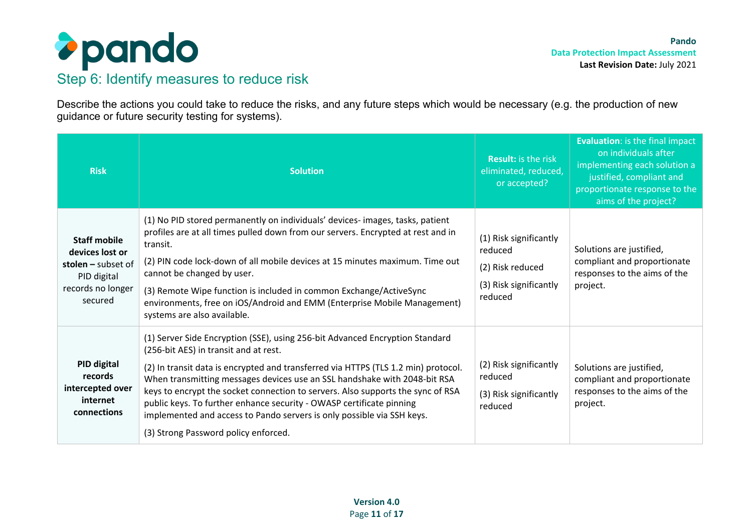## Step 6: Identify measures to reduce risk

Describe the actions you could take to reduce the risks, and any future steps which would be necessary (e.g. the production of new guidance or future security testing for systems).

| Risk | Solution | **Result:** is the risk eliminated, reduced, or accepted? | **Evaluation**: is the final impact on individuals after implementing each solution a justified, compliant and proportionate response to the aims of the project? |
|---|---|---|---|
| **Staff mobile devices lost or stolen –** subset of PID digital records no longer secured | (1) No PID stored permanently on individuals' devices- images, tasks, patient profiles are at all times pulled down from our servers. Encrypted at rest and in transit.<br>(2) PIN code lock-down of all mobile devices at 15 minutes maximum. Time out cannot be changed by user.<br>(3) Remote Wipe function is included in common Exchange/ActiveSync environments, free on iOS/Android and EMM (Enterprise Mobile Management) systems are also available. | (1) Risk significantly reduced<br>(2) Risk reduced<br>(3) Risk significantly reduced | Solutions are justified, compliant and proportionate responses to the aims of the project. |
| **PID digital records intercepted over internet connections** | (1) Server Side Encryption (SSE), using 256-bit Advanced Encryption Standard (256-bit AES) in transit and at rest.<br>(2) In transit data is encrypted and transferred via HTTPS (TLS 1.2 min) protocol. When transmitting messages devices use an SSL handshake with 2048-bit RSA keys to encrypt the socket connection to servers. Also supports the sync of RSA public keys. To further enhance security - OWASP certificate pinning implemented and access to Pando servers is only possible via SSH keys.<br>(3) Strong Password policy enforced. | (2) Risk significantly reduced<br>(3) Risk significantly reduced | Solutions are justified, compliant and proportionate responses to the aims of the project. |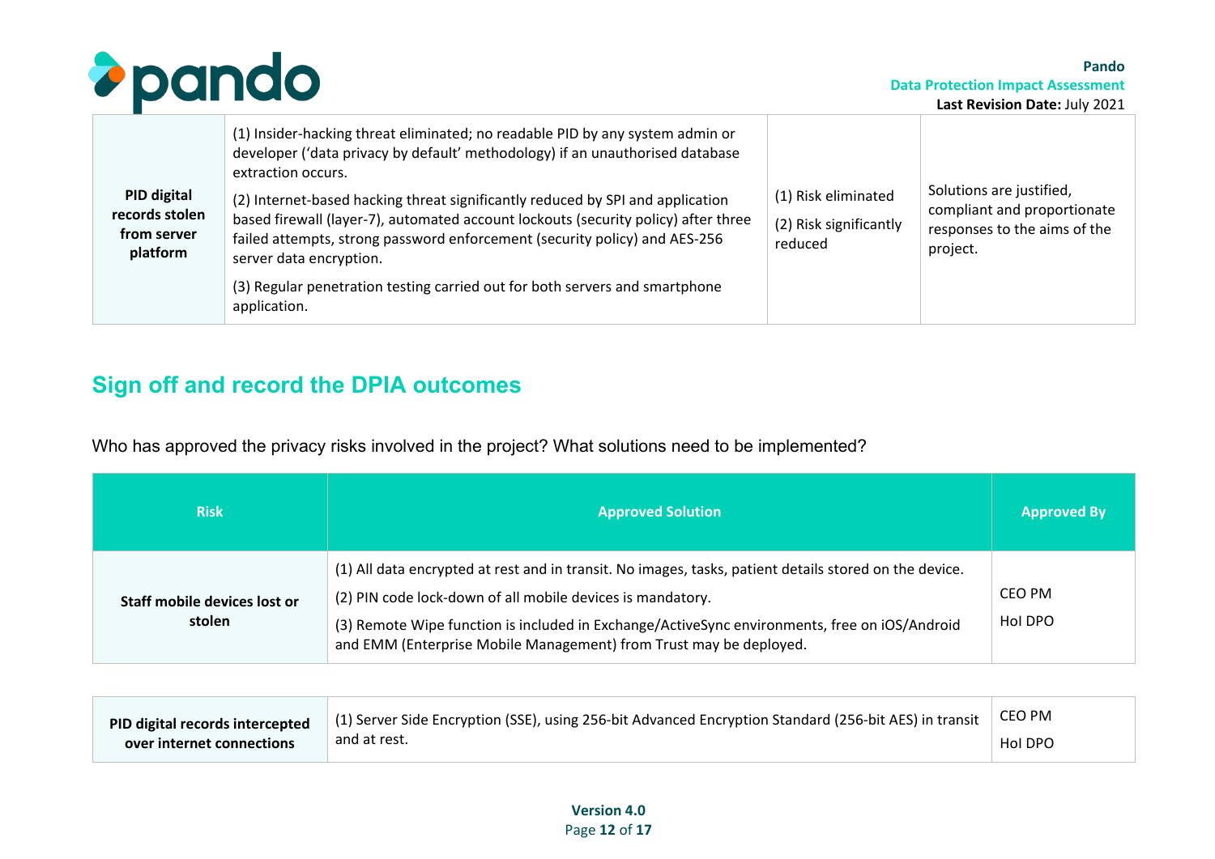| | | | |
|---|---|---|---|
| **PID digital records stolen from server platform** | (1) Insider-hacking threat eliminated; no readable PID by any system admin or developer ('data privacy by default' methodology) if an unauthorised database extraction occurs.<br>(2) Internet-based hacking threat significantly reduced by SPI and application based firewall (layer-7), automated account lockouts (security policy) after three failed attempts, strong password enforcement (security policy) and AES-256 server data encryption.<br>(3) Regular penetration testing carried out for both servers and smartphone application. | (1) Risk eliminated<br>(2) Risk significantly reduced | Solutions are justified, compliant and proportionate responses to the aims of the project. |

## Sign off and record the DPIA outcomes

Who has approved the privacy risks involved in the project? What solutions need to be implemented?

| Risk | Approved Solution | Approved By |
|---|---|---|
| **Staff mobile devices lost or stolen** | (1) All data encrypted at rest and in transit. No images, tasks, patient details stored on the device.<br>(2) PIN code lock-down of all mobile devices is mandatory.<br>(3) Remote Wipe function is included in Exchange/ActiveSync environments, free on iOS/Android and EMM (Enterprise Mobile Management) from Trust may be deployed. | CEO PM<br>HoI DPO |
| **PID digital records intercepted over internet connections** | (1) Server Side Encryption (SSE), using 256-bit Advanced Encryption Standard (256-bit AES) in transit and at rest. | CEO PM<br>HoI DPO |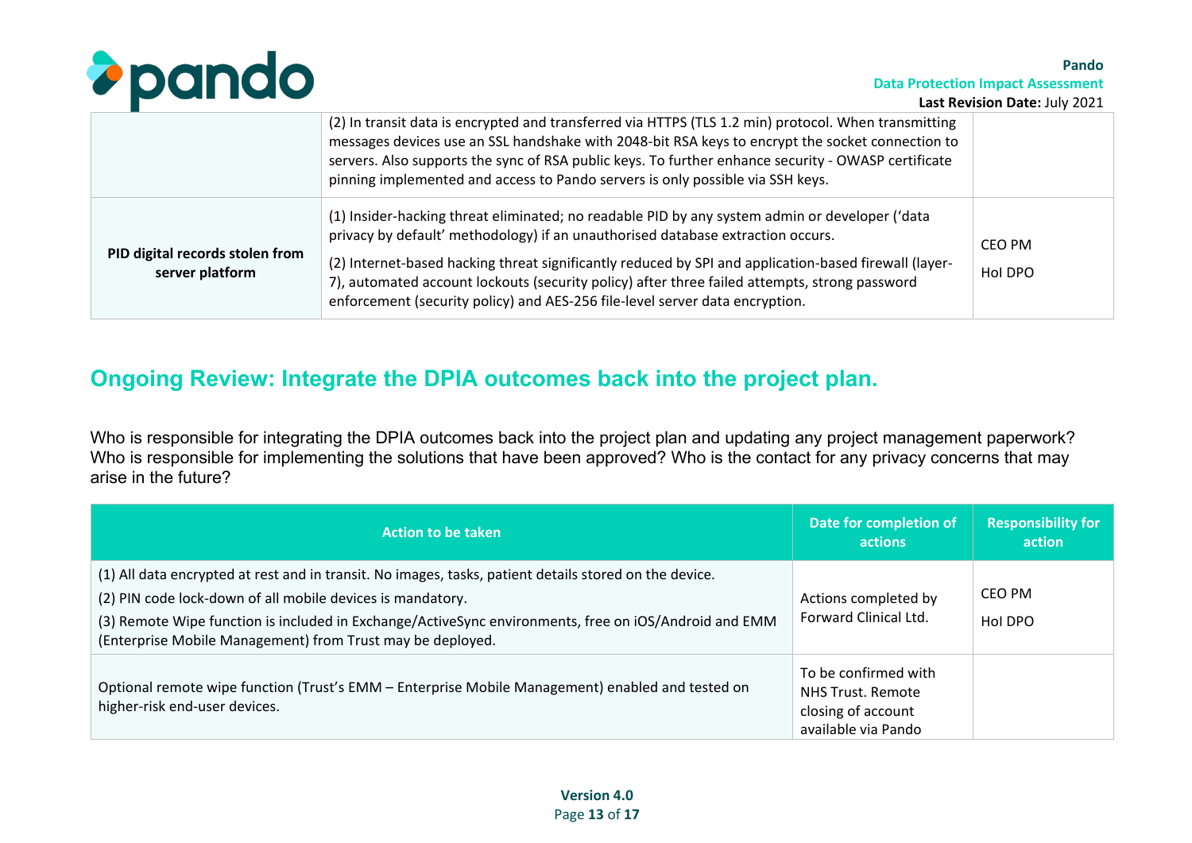| | | |
|---|---|---|
| | (2) In transit data is encrypted and transferred via HTTPS (TLS 1.2 min) protocol. When transmitting messages devices use an SSL handshake with 2048-bit RSA keys to encrypt the socket connection to servers. Also supports the sync of RSA public keys. To further enhance security - OWASP certificate pinning implemented and access to Pando servers is only possible via SSH keys. | |
| **PID digital records stolen from server platform** | (1) Insider-hacking threat eliminated; no readable PID by any system admin or developer ('data privacy by default' methodology) if an unauthorised database extraction occurs.<br>(2) Internet-based hacking threat significantly reduced by SPI and application-based firewall (layer-7), automated account lockouts (security policy) after three failed attempts, strong password enforcement (security policy) and AES-256 file-level server data encryption. | CEO PM<br>HoI DPO |

## Ongoing Review: Integrate the DPIA outcomes back into the project plan.

Who is responsible for integrating the DPIA outcomes back into the project plan and updating any project management paperwork? Who is responsible for implementing the solutions that have been approved? Who is the contact for any privacy concerns that may arise in the future?

| Action to be taken | Date for completion of actions | Responsibility for action |
|---|---|---|
| (1) All data encrypted at rest and in transit. No images, tasks, patient details stored on the device.<br>(2) PIN code lock-down of all mobile devices is mandatory.<br>(3) Remote Wipe function is included in Exchange/ActiveSync environments, free on iOS/Android and EMM (Enterprise Mobile Management) from Trust may be deployed. | Actions completed by Forward Clinical Ltd. | CEO PM<br>HoI DPO |
| Optional remote wipe function (Trust's EMM – Enterprise Mobile Management) enabled and tested on higher-risk end-user devices. | To be confirmed with NHS Trust. Remote closing of account available via Pando | |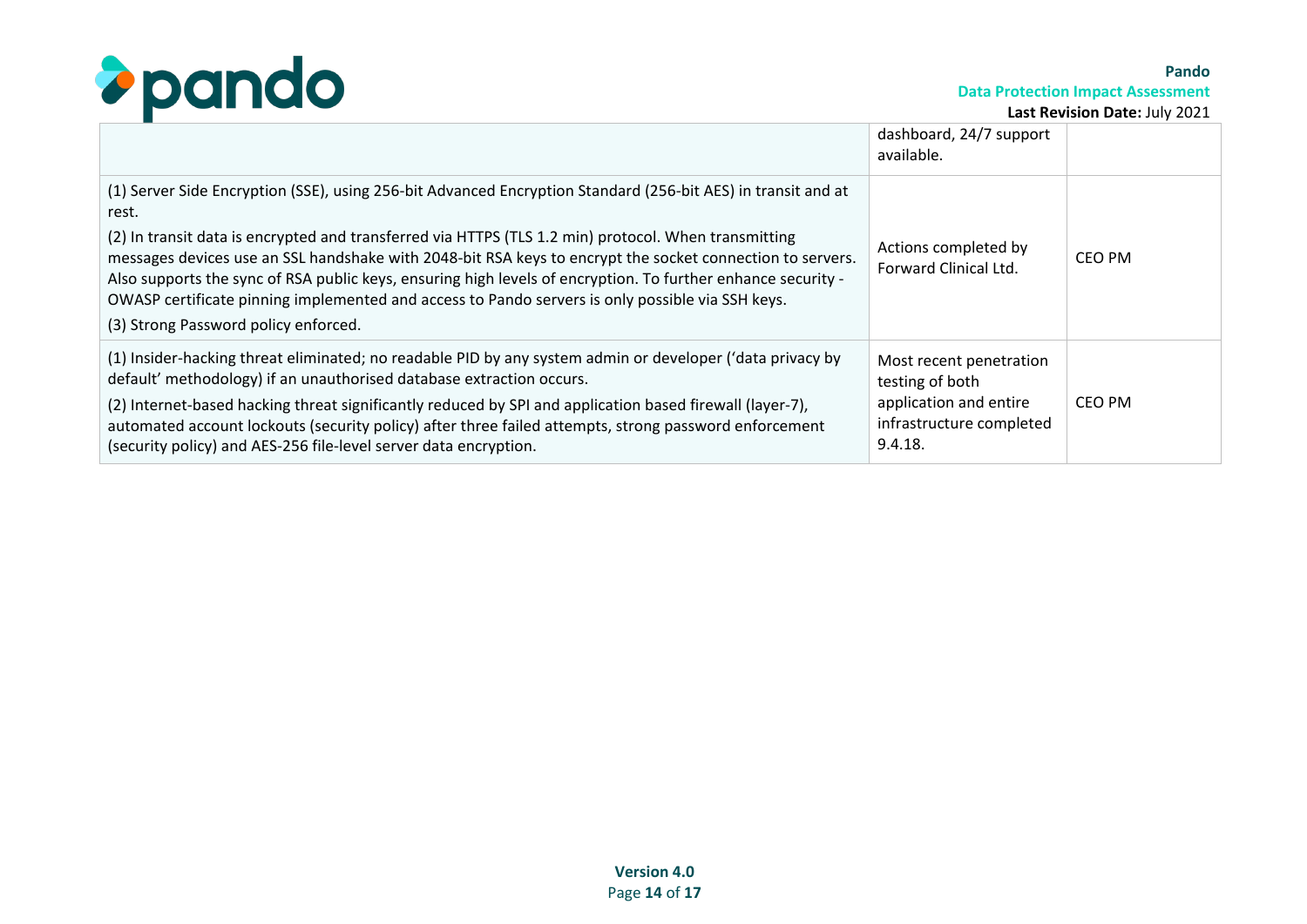| | | |
|---|---|---|
| | dashboard, 24/7 support available. | |
| (1) Server Side Encryption (SSE), using 256-bit Advanced Encryption Standard (256-bit AES) in transit and at rest.<br>(2) In transit data is encrypted and transferred via HTTPS (TLS 1.2 min) protocol. When transmitting messages devices use an SSL handshake with 2048-bit RSA keys to encrypt the socket connection to servers. Also supports the sync of RSA public keys, ensuring high levels of encryption. To further enhance security - OWASP certificate pinning implemented and access to Pando servers is only possible via SSH keys.<br>(3) Strong Password policy enforced. | Actions completed by Forward Clinical Ltd. | CEO PM |
| (1) Insider-hacking threat eliminated; no readable PID by any system admin or developer ('data privacy by default' methodology) if an unauthorised database extraction occurs.<br>(2) Internet-based hacking threat significantly reduced by SPI and application based firewall (layer-7), automated account lockouts (security policy) after three failed attempts, strong password enforcement (security policy) and AES-256 file-level server data encryption. | Most recent penetration testing of both application and entire infrastructure completed 9.4.18. | CEO PM |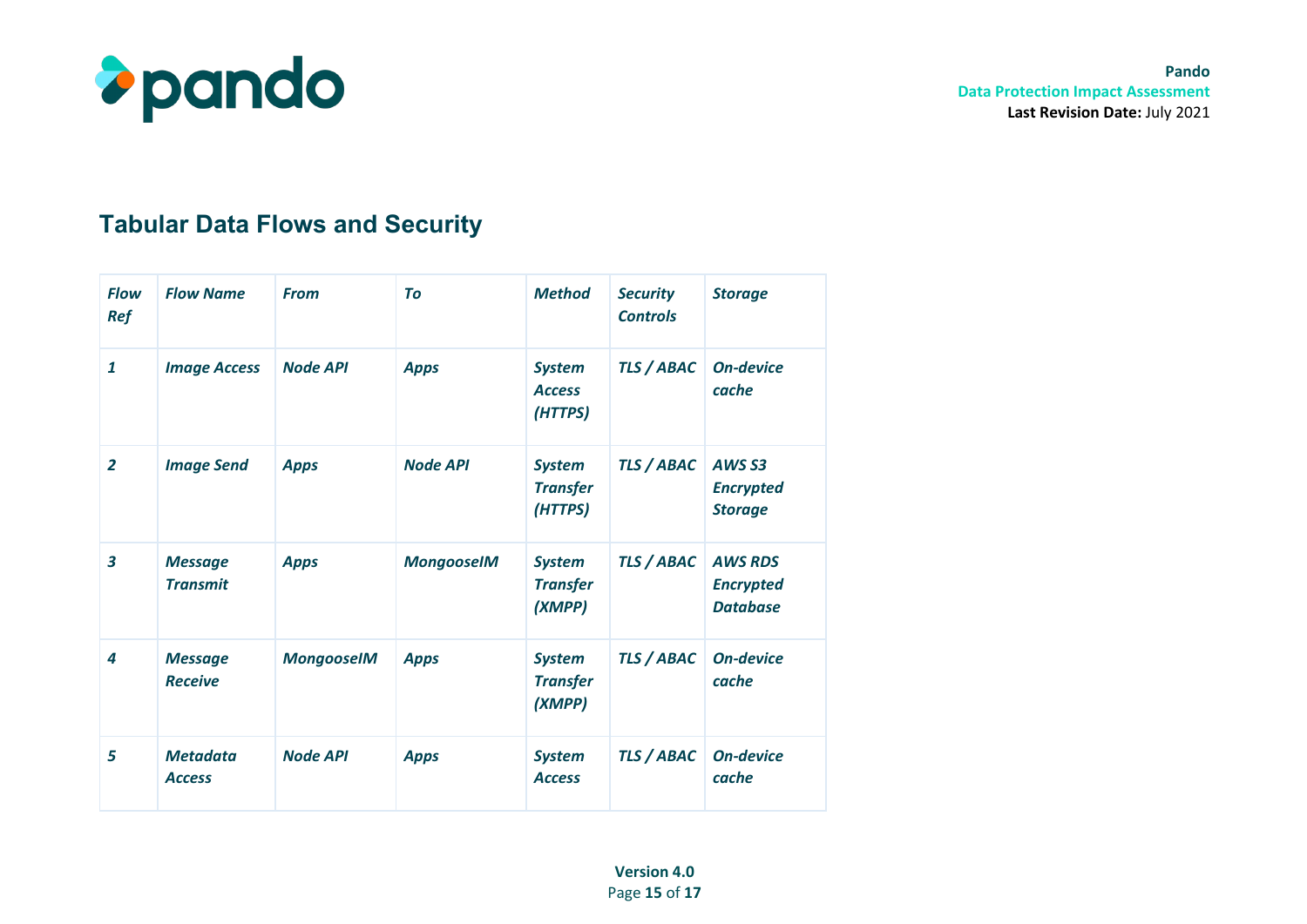## Tabular Data Flows and Security

| *Flow Ref* | *Flow Name* | *From* | *To* | *Method* | *Security Controls* | *Storage* |
|---|---|---|---|---|---|---|
| ***1*** | ***Image Access*** | ***Node API*** | ***Apps*** | ***System Access (HTTPS)*** | ***TLS / ABAC*** | ***On-device cache*** |
| ***2*** | ***Image Send*** | ***Apps*** | ***Node API*** | ***System Transfer (HTTPS)*** | ***TLS / ABAC*** | ***AWS S3 Encrypted Storage*** |
| ***3*** | ***Message Transmit*** | ***Apps*** | ***MongooseIM*** | ***System Transfer (XMPP)*** | ***TLS / ABAC*** | ***AWS RDS Encrypted Database*** |
| ***4*** | ***Message Receive*** | ***MongooseIM*** | ***Apps*** | ***System Transfer (XMPP)*** | ***TLS / ABAC*** | ***On-device cache*** |
| ***5*** | ***Metadata Access*** | ***Node API*** | ***Apps*** | ***System Access*** | ***TLS / ABAC*** | ***On-device cache*** |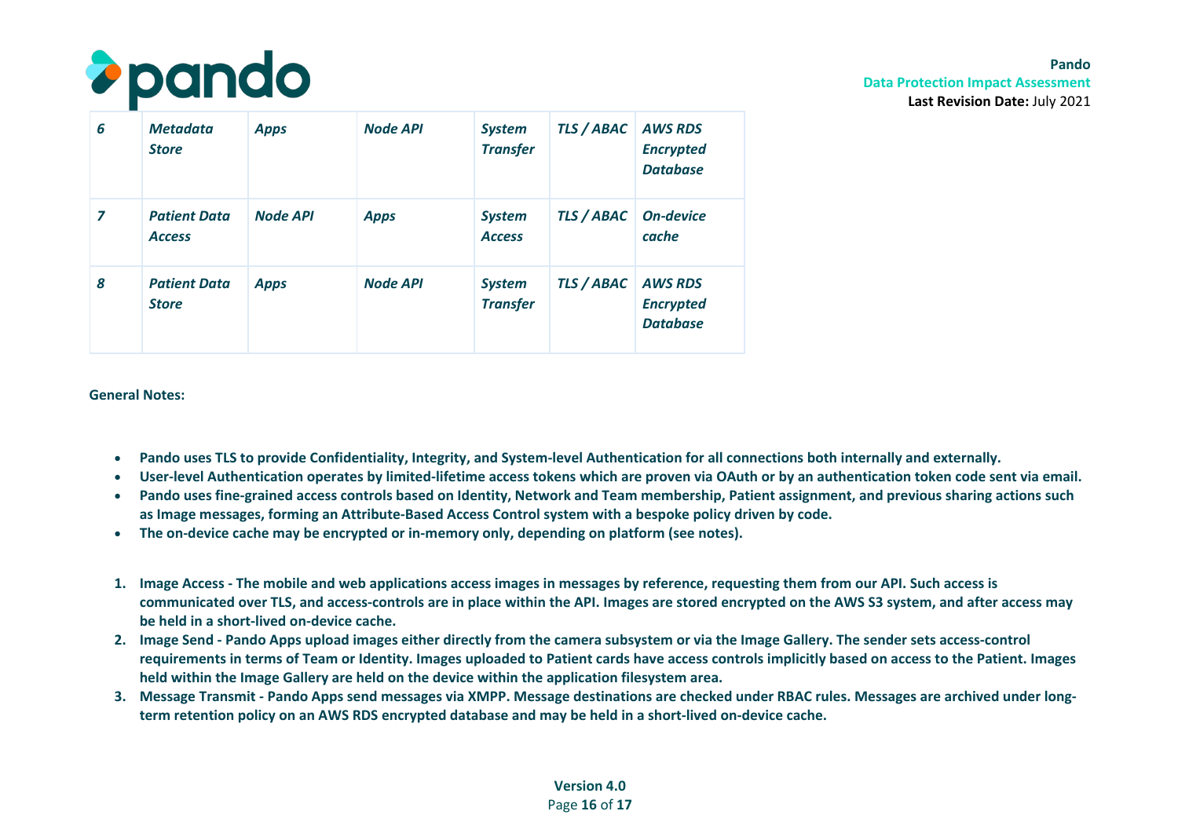| | | | | | | |
|---|---|---|---|---|---|---|
| ***6*** | ***Metadata Store*** | ***Apps*** | ***Node API*** | ***System Transfer*** | ***TLS / ABAC*** | ***AWS RDS Encrypted Database*** |
| ***7*** | ***Patient Data Access*** | ***Node API*** | ***Apps*** | ***System Access*** | ***TLS / ABAC*** | ***On-device cache*** |
| ***8*** | ***Patient Data Store*** | ***Apps*** | ***Node API*** | ***System Transfer*** | ***TLS / ABAC*** | ***AWS RDS Encrypted Database*** |

**General Notes:**

- **Pando uses TLS to provide Confidentiality, Integrity, and System-level Authentication for all connections both internally and externally.**
- **User-level Authentication operates by limited-lifetime access tokens which are proven via OAuth or by an authentication token code sent via email.**
- **Pando uses fine-grained access controls based on Identity, Network and Team membership, Patient assignment, and previous sharing actions such as Image messages, forming an Attribute-Based Access Control system with a bespoke policy driven by code.**
- **The on-device cache may be encrypted or in-memory only, depending on platform (see notes).**

1. **Image Access - The mobile and web applications access images in messages by reference, requesting them from our API. Such access is communicated over TLS, and access-controls are in place within the API. Images are stored encrypted on the AWS S3 system, and after access may be held in a short-lived on-device cache.**
2. **Image Send - Pando Apps upload images either directly from the camera subsystem or via the Image Gallery. The sender sets access-control requirements in terms of Team or Identity. Images uploaded to Patient cards have access controls implicitly based on access to the Patient. Images held within the Image Gallery are held on the device within the application filesystem area.**
3. **Message Transmit - Pando Apps send messages via XMPP. Message destinations are checked under RBAC rules. Messages are archived under long-term retention policy on an AWS RDS encrypted database and may be held in a short-lived on-device cache.**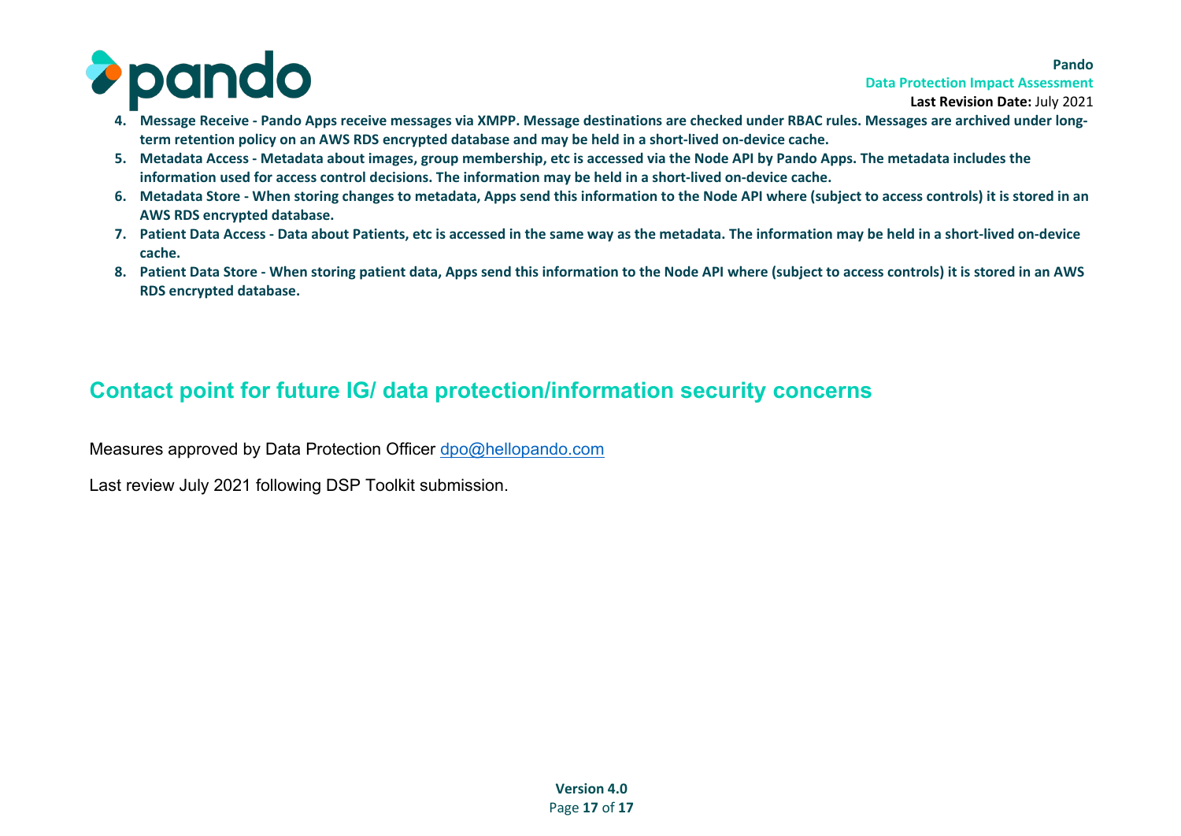4. **Message Receive - Pando Apps receive messages via XMPP. Message destinations are checked under RBAC rules. Messages are archived under long-term retention policy on an AWS RDS encrypted database and may be held in a short-lived on-device cache.**
5. **Metadata Access - Metadata about images, group membership, etc is accessed via the Node API by Pando Apps. The metadata includes the information used for access control decisions. The information may be held in a short-lived on-device cache.**
6. **Metadata Store - When storing changes to metadata, Apps send this information to the Node API where (subject to access controls) it is stored in an AWS RDS encrypted database.**
7. **Patient Data Access - Data about Patients, etc is accessed in the same way as the metadata. The information may be held in a short-lived on-device cache.**
8. **Patient Data Store - When storing patient data, Apps send this information to the Node API where (subject to access controls) it is stored in an AWS RDS encrypted database.**

## Contact point for future IG/ data protection/information security concerns

Measures approved by Data Protection Officer dpo@hellopando.com

Last review July 2021 following DSP Toolkit submission.